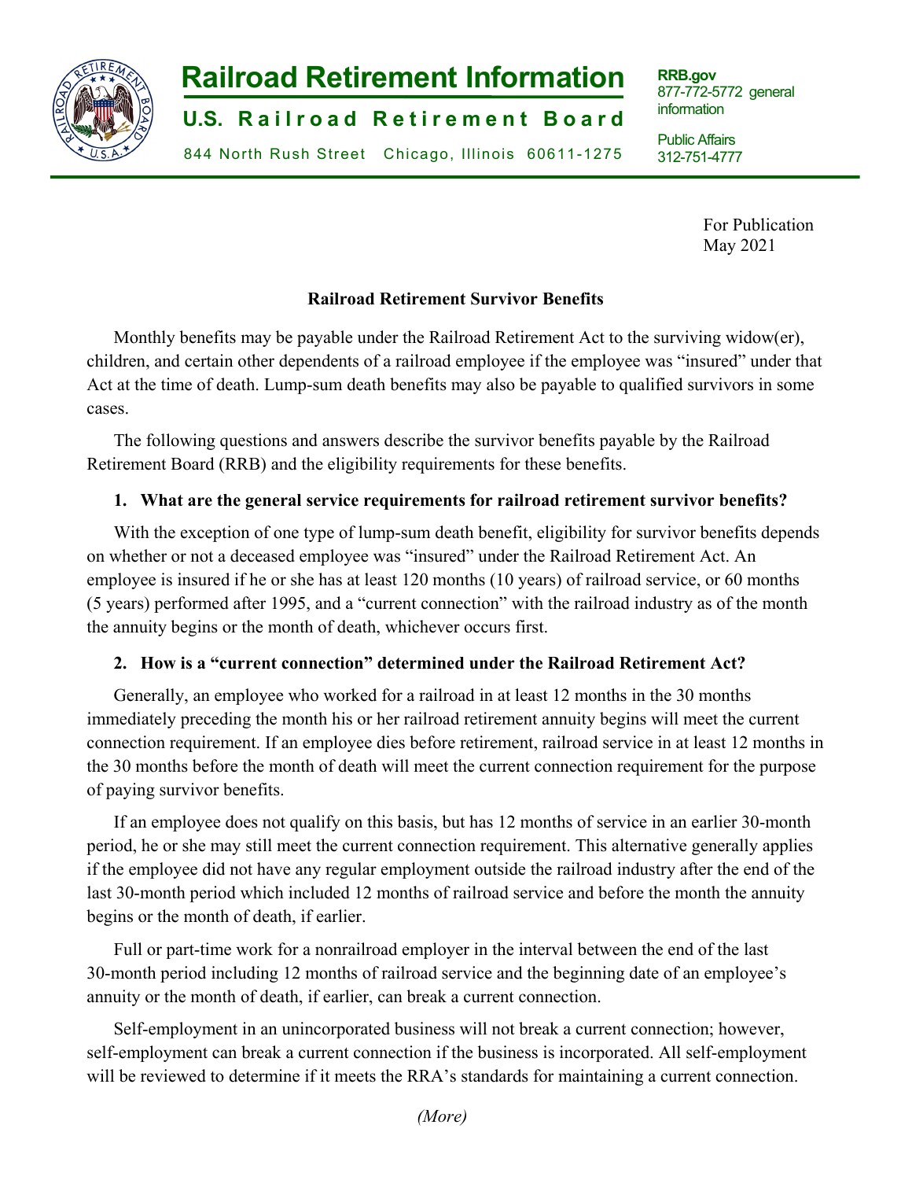# Railroad Retirement Information

**U.S. Railroad Retirement Board**

844 North Rush Street Chicago, Illinois 60611-1275

**RRB.gov**
877-772-5772 general information

Public Affairs
312-751-4777

For Publication
May 2021

## Railroad Retirement Survivor Benefits

Monthly benefits may be payable under the Railroad Retirement Act to the surviving widow(er), children, and certain other dependents of a railroad employee if the employee was "insured" under that Act at the time of death. Lump-sum death benefits may also be payable to qualified survivors in some cases.

The following questions and answers describe the survivor benefits payable by the Railroad Retirement Board (RRB) and the eligibility requirements for these benefits.

### 1. What are the general service requirements for railroad retirement survivor benefits?

With the exception of one type of lump-sum death benefit, eligibility for survivor benefits depends on whether or not a deceased employee was "insured" under the Railroad Retirement Act. An employee is insured if he or she has at least 120 months (10 years) of railroad service, or 60 months (5 years) performed after 1995, and a "current connection" with the railroad industry as of the month the annuity begins or the month of death, whichever occurs first.

### 2. How is a "current connection" determined under the Railroad Retirement Act?

Generally, an employee who worked for a railroad in at least 12 months in the 30 months immediately preceding the month his or her railroad retirement annuity begins will meet the current connection requirement. If an employee dies before retirement, railroad service in at least 12 months in the 30 months before the month of death will meet the current connection requirement for the purpose of paying survivor benefits.

If an employee does not qualify on this basis, but has 12 months of service in an earlier 30-month period, he or she may still meet the current connection requirement. This alternative generally applies if the employee did not have any regular employment outside the railroad industry after the end of the last 30-month period which included 12 months of railroad service and before the month the annuity begins or the month of death, if earlier.

Full or part-time work for a nonrailroad employer in the interval between the end of the last 30-month period including 12 months of railroad service and the beginning date of an employee's annuity or the month of death, if earlier, can break a current connection.

Self-employment in an unincorporated business will not break a current connection; however, self-employment can break a current connection if the business is incorporated. All self-employment will be reviewed to determine if it meets the RRA's standards for maintaining a current connection.

*(More)*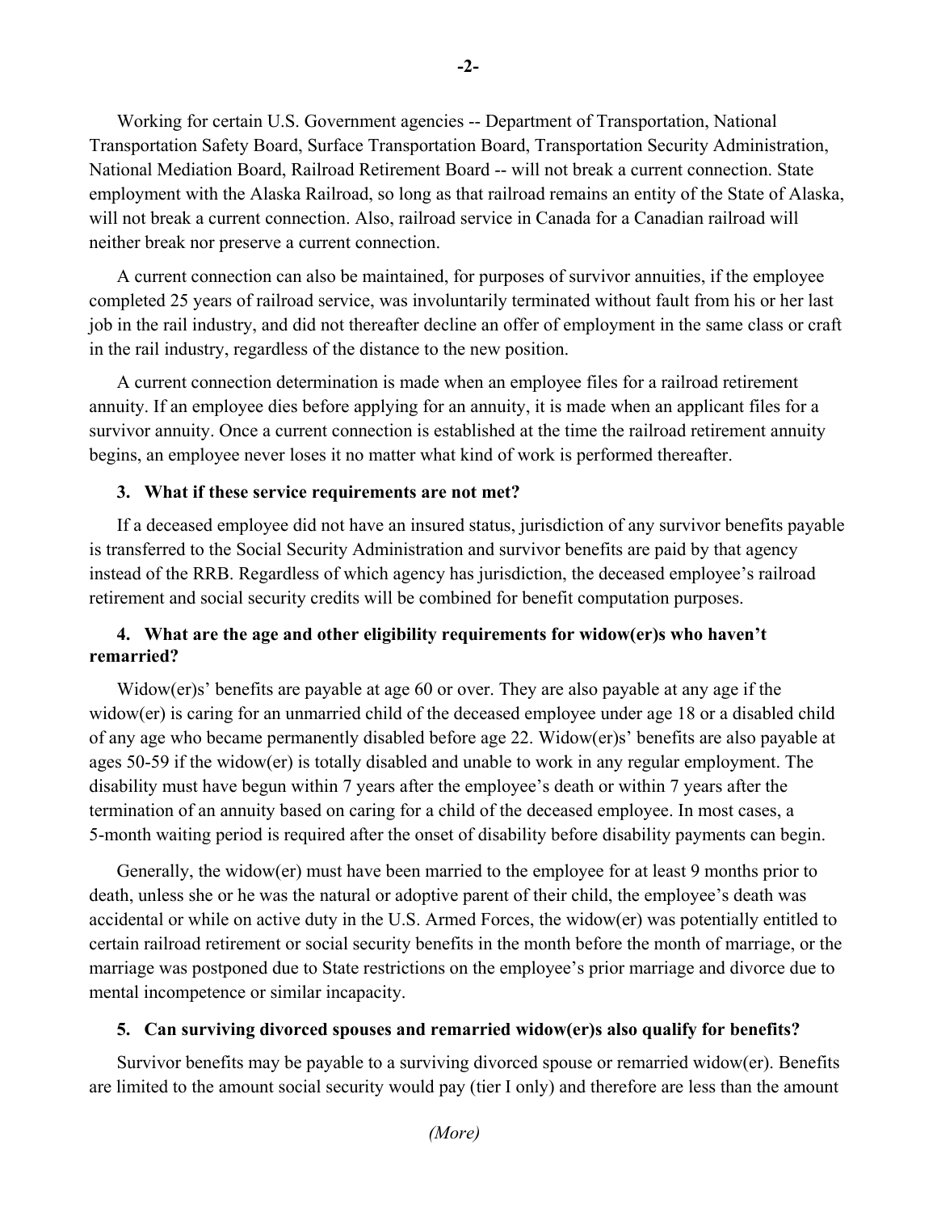Working for certain U.S. Government agencies -- Department of Transportation, National Transportation Safety Board, Surface Transportation Board, Transportation Security Administration, National Mediation Board, Railroad Retirement Board -- will not break a current connection. State employment with the Alaska Railroad, so long as that railroad remains an entity of the State of Alaska, will not break a current connection. Also, railroad service in Canada for a Canadian railroad will neither break nor preserve a current connection.

A current connection can also be maintained, for purposes of survivor annuities, if the employee completed 25 years of railroad service, was involuntarily terminated without fault from his or her last job in the rail industry, and did not thereafter decline an offer of employment in the same class or craft in the rail industry, regardless of the distance to the new position.

A current connection determination is made when an employee files for a railroad retirement annuity. If an employee dies before applying for an annuity, it is made when an applicant files for a survivor annuity. Once a current connection is established at the time the railroad retirement annuity begins, an employee never loses it no matter what kind of work is performed thereafter.

**3. What if these service requirements are not met?**

If a deceased employee did not have an insured status, jurisdiction of any survivor benefits payable is transferred to the Social Security Administration and survivor benefits are paid by that agency instead of the RRB. Regardless of which agency has jurisdiction, the deceased employee's railroad retirement and social security credits will be combined for benefit computation purposes.

**4. What are the age and other eligibility requirements for widow(er)s who haven't remarried?**

Widow(er)s' benefits are payable at age 60 or over. They are also payable at any age if the widow(er) is caring for an unmarried child of the deceased employee under age 18 or a disabled child of any age who became permanently disabled before age 22. Widow(er)s' benefits are also payable at ages 50-59 if the widow(er) is totally disabled and unable to work in any regular employment. The disability must have begun within 7 years after the employee's death or within 7 years after the termination of an annuity based on caring for a child of the deceased employee. In most cases, a 5-month waiting period is required after the onset of disability before disability payments can begin.

Generally, the widow(er) must have been married to the employee for at least 9 months prior to death, unless she or he was the natural or adoptive parent of their child, the employee's death was accidental or while on active duty in the U.S. Armed Forces, the widow(er) was potentially entitled to certain railroad retirement or social security benefits in the month before the month of marriage, or the marriage was postponed due to State restrictions on the employee's prior marriage and divorce due to mental incompetence or similar incapacity.

**5. Can surviving divorced spouses and remarried widow(er)s also qualify for benefits?**

Survivor benefits may be payable to a surviving divorced spouse or remarried widow(er). Benefits are limited to the amount social security would pay (tier I only) and therefore are less than the amount

*(More)*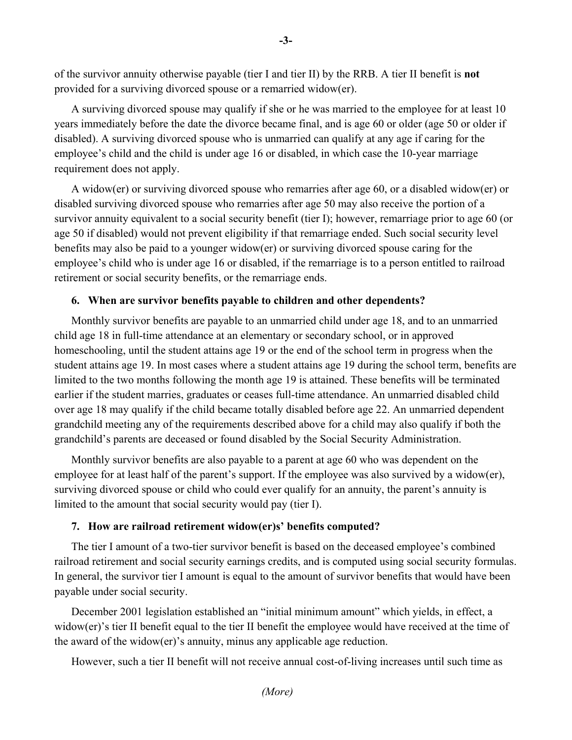of the survivor annuity otherwise payable (tier I and tier II) by the RRB. A tier II benefit is **not** provided for a surviving divorced spouse or a remarried widow(er).

A surviving divorced spouse may qualify if she or he was married to the employee for at least 10 years immediately before the date the divorce became final, and is age 60 or older (age 50 or older if disabled). A surviving divorced spouse who is unmarried can qualify at any age if caring for the employee's child and the child is under age 16 or disabled, in which case the 10-year marriage requirement does not apply.

A widow(er) or surviving divorced spouse who remarries after age 60, or a disabled widow(er) or disabled surviving divorced spouse who remarries after age 50 may also receive the portion of a survivor annuity equivalent to a social security benefit (tier I); however, remarriage prior to age 60 (or age 50 if disabled) would not prevent eligibility if that remarriage ended. Such social security level benefits may also be paid to a younger widow(er) or surviving divorced spouse caring for the employee's child who is under age 16 or disabled, if the remarriage is to a person entitled to railroad retirement or social security benefits, or the remarriage ends.

### 6. When are survivor benefits payable to children and other dependents?

Monthly survivor benefits are payable to an unmarried child under age 18, and to an unmarried child age 18 in full-time attendance at an elementary or secondary school, or in approved homeschooling, until the student attains age 19 or the end of the school term in progress when the student attains age 19. In most cases where a student attains age 19 during the school term, benefits are limited to the two months following the month age 19 is attained. These benefits will be terminated earlier if the student marries, graduates or ceases full-time attendance. An unmarried disabled child over age 18 may qualify if the child became totally disabled before age 22. An unmarried dependent grandchild meeting any of the requirements described above for a child may also qualify if both the grandchild's parents are deceased or found disabled by the Social Security Administration.

Monthly survivor benefits are also payable to a parent at age 60 who was dependent on the employee for at least half of the parent's support. If the employee was also survived by a widow(er), surviving divorced spouse or child who could ever qualify for an annuity, the parent's annuity is limited to the amount that social security would pay (tier I).

### 7. How are railroad retirement widow(er)s' benefits computed?

The tier I amount of a two-tier survivor benefit is based on the deceased employee's combined railroad retirement and social security earnings credits, and is computed using social security formulas. In general, the survivor tier I amount is equal to the amount of survivor benefits that would have been payable under social security.

December 2001 legislation established an "initial minimum amount" which yields, in effect, a widow(er)'s tier II benefit equal to the tier II benefit the employee would have received at the time of the award of the widow(er)'s annuity, minus any applicable age reduction.

However, such a tier II benefit will not receive annual cost-of-living increases until such time as

*(More)*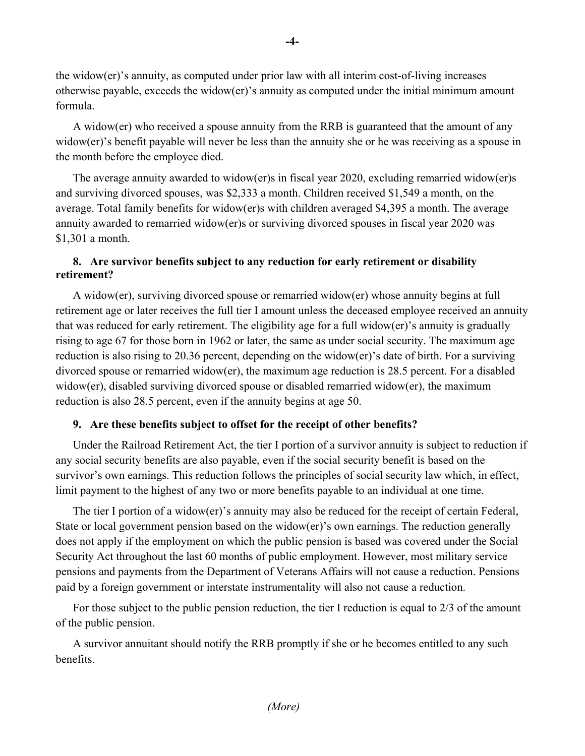the widow(er)'s annuity, as computed under prior law with all interim cost-of-living increases otherwise payable, exceeds the widow(er)'s annuity as computed under the initial minimum amount formula.

A widow(er) who received a spouse annuity from the RRB is guaranteed that the amount of any widow(er)'s benefit payable will never be less than the annuity she or he was receiving as a spouse in the month before the employee died.

The average annuity awarded to widow(er)s in fiscal year 2020, excluding remarried widow(er)s and surviving divorced spouses, was $2,333 a month. Children received $1,549 a month, on the average. Total family benefits for widow(er)s with children averaged $4,395 a month. The average annuity awarded to remarried widow(er)s or surviving divorced spouses in fiscal year 2020 was $1,301 a month.

**8. Are survivor benefits subject to any reduction for early retirement or disability retirement?**

A widow(er), surviving divorced spouse or remarried widow(er) whose annuity begins at full retirement age or later receives the full tier I amount unless the deceased employee received an annuity that was reduced for early retirement. The eligibility age for a full widow(er)'s annuity is gradually rising to age 67 for those born in 1962 or later, the same as under social security. The maximum age reduction is also rising to 20.36 percent, depending on the widow(er)'s date of birth. For a surviving divorced spouse or remarried widow(er), the maximum age reduction is 28.5 percent. For a disabled widow(er), disabled surviving divorced spouse or disabled remarried widow(er), the maximum reduction is also 28.5 percent, even if the annuity begins at age 50.

**9. Are these benefits subject to offset for the receipt of other benefits?**

Under the Railroad Retirement Act, the tier I portion of a survivor annuity is subject to reduction if any social security benefits are also payable, even if the social security benefit is based on the survivor's own earnings. This reduction follows the principles of social security law which, in effect, limit payment to the highest of any two or more benefits payable to an individual at one time.

The tier I portion of a widow(er)'s annuity may also be reduced for the receipt of certain Federal, State or local government pension based on the widow(er)'s own earnings. The reduction generally does not apply if the employment on which the public pension is based was covered under the Social Security Act throughout the last 60 months of public employment. However, most military service pensions and payments from the Department of Veterans Affairs will not cause a reduction. Pensions paid by a foreign government or interstate instrumentality will also not cause a reduction.

For those subject to the public pension reduction, the tier I reduction is equal to 2/3 of the amount of the public pension.

A survivor annuitant should notify the RRB promptly if she or he becomes entitled to any such benefits.

*(More)*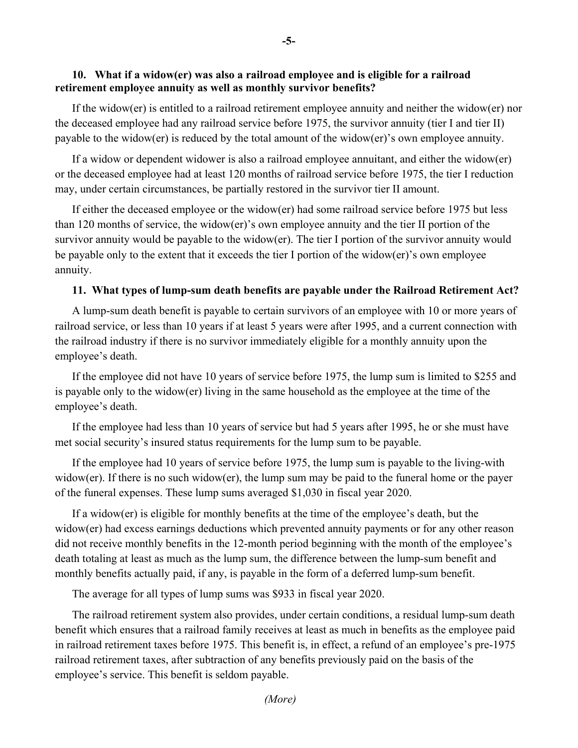**10. What if a widow(er) was also a railroad employee and is eligible for a railroad retirement employee annuity as well as monthly survivor benefits?**

If the widow(er) is entitled to a railroad retirement employee annuity and neither the widow(er) nor the deceased employee had any railroad service before 1975, the survivor annuity (tier I and tier II) payable to the widow(er) is reduced by the total amount of the widow(er)'s own employee annuity.

If a widow or dependent widower is also a railroad employee annuitant, and either the widow(er) or the deceased employee had at least 120 months of railroad service before 1975, the tier I reduction may, under certain circumstances, be partially restored in the survivor tier II amount.

If either the deceased employee or the widow(er) had some railroad service before 1975 but less than 120 months of service, the widow(er)'s own employee annuity and the tier II portion of the survivor annuity would be payable to the widow(er). The tier I portion of the survivor annuity would be payable only to the extent that it exceeds the tier I portion of the widow(er)'s own employee annuity.

**11. What types of lump-sum death benefits are payable under the Railroad Retirement Act?**

A lump-sum death benefit is payable to certain survivors of an employee with 10 or more years of railroad service, or less than 10 years if at least 5 years were after 1995, and a current connection with the railroad industry if there is no survivor immediately eligible for a monthly annuity upon the employee's death.

If the employee did not have 10 years of service before 1975, the lump sum is limited to $255 and is payable only to the widow(er) living in the same household as the employee at the time of the employee's death.

If the employee had less than 10 years of service but had 5 years after 1995, he or she must have met social security's insured status requirements for the lump sum to be payable.

If the employee had 10 years of service before 1975, the lump sum is payable to the living-with widow(er). If there is no such widow(er), the lump sum may be paid to the funeral home or the payer of the funeral expenses. These lump sums averaged $1,030 in fiscal year 2020.

If a widow(er) is eligible for monthly benefits at the time of the employee's death, but the widow(er) had excess earnings deductions which prevented annuity payments or for any other reason did not receive monthly benefits in the 12-month period beginning with the month of the employee's death totaling at least as much as the lump sum, the difference between the lump-sum benefit and monthly benefits actually paid, if any, is payable in the form of a deferred lump-sum benefit.

The average for all types of lump sums was $933 in fiscal year 2020.

The railroad retirement system also provides, under certain conditions, a residual lump-sum death benefit which ensures that a railroad family receives at least as much in benefits as the employee paid in railroad retirement taxes before 1975. This benefit is, in effect, a refund of an employee's pre-1975 railroad retirement taxes, after subtraction of any benefits previously paid on the basis of the employee's service. This benefit is seldom payable.

*(More)*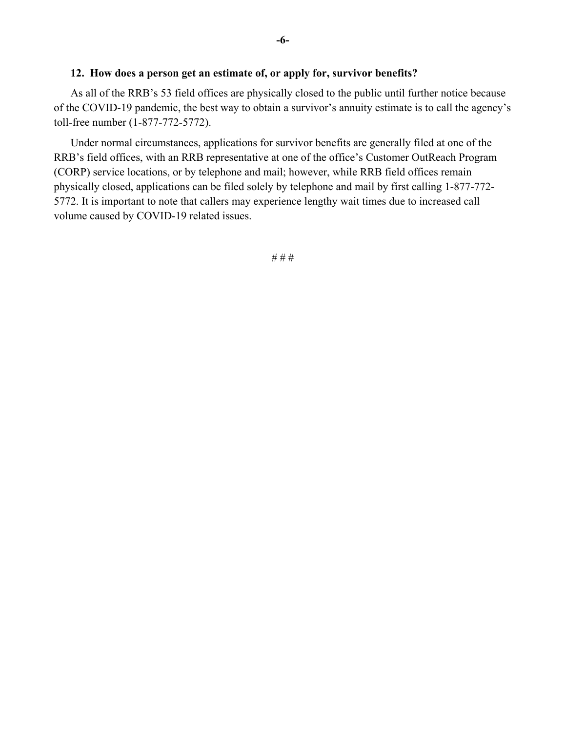**12. How does a person get an estimate of, or apply for, survivor benefits?**

As all of the RRB's 53 field offices are physically closed to the public until further notice because of the COVID-19 pandemic, the best way to obtain a survivor's annuity estimate is to call the agency's toll-free number (1-877-772-5772).

Under normal circumstances, applications for survivor benefits are generally filed at one of the RRB's field offices, with an RRB representative at one of the office's Customer OutReach Program (CORP) service locations, or by telephone and mail; however, while RRB field offices remain physically closed, applications can be filed solely by telephone and mail by first calling 1-877-772-5772. It is important to note that callers may experience lengthy wait times due to increased call volume caused by COVID-19 related issues.

# # #